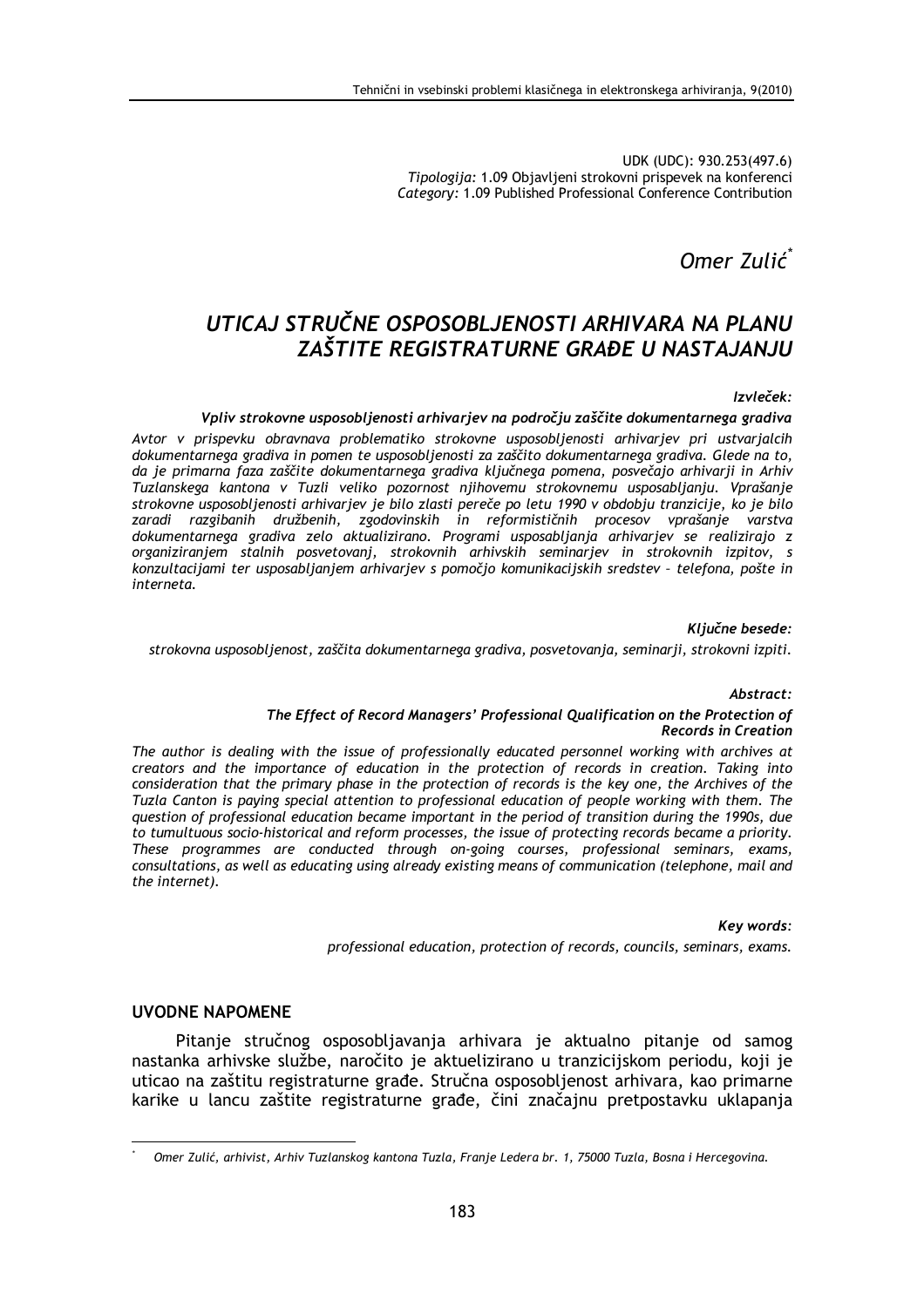UDK (UDC): 930.253(497.6)
*Tipologija:* 1.09 Objavljeni strokovni prispevek na konferenci
*Category:* 1.09 Published Professional Conference Contribution

*Omer Zulić*[*]

# *UTICAJ STRUČNE OSPOSOBLJENOSTI ARHIVARA NA PLANU ZAŠTITE REGISTRATURNE GRAĐE U NASTAJANJU*

***Izvleček:***

***Vpliv strokovne usposobljenosti arhivarjev na področju zaščite dokumentarnega gradiva***

*Avtor v prispevku obravnava problematiko strokovne usposobljenosti arhivarjev pri ustvarjalcih dokumentarnega gradiva in pomen te usposobljenosti za zaščito dokumentarnega gradiva. Glede na to, da je primarna faza zaščite dokumentarnega gradiva ključnega pomena, posvečajo arhivarji in Arhiv Tuzlanskega kantona v Tuzli veliko pozornost njihovemu strokovnemu usposabljanju. Vprašanje strokovne usposobljenosti arhivarjev je bilo zlasti pereče po letu 1990 v obdobju tranzicije, ko je bilo zaradi razgibanih družbenih, zgodovinskih in reformističnih procesov vprašanje varstva dokumentarnega gradiva zelo aktualizirano. Programi usposabljanja arhivarjev se realizirajo z organiziranjem stalnih posvetovanj, strokovnih arhivskih seminarjev in strokovnih izpitov, s konzultacijami ter usposabljanjem arhivarjev s pomočjo komunikacijskih sredstev – telefona, pošte in interneta.*

***Ključne besede:***

*strokovna usposobljenost, zaščita dokumentarnega gradiva, posvetovanja, seminarji, strokovni izpiti.*

***Abstract:***

***The Effect of Record Managers' Professional Qualification on the Protection of Records in Creation***

*The author is dealing with the issue of professionally educated personnel working with archives at creators and the importance of education in the protection of records in creation. Taking into consideration that the primary phase in the protection of records is the key one, the Archives of the Tuzla Canton is paying special attention to professional education of people working with them. The question of professional education became important in the period of transition during the 1990s, due to tumultuous socio-historical and reform processes, the issue of protecting records became a priority. These programmes are conducted through on-going courses, professional seminars, exams, consultations, as well as educating using already existing means of communication (telephone, mail and the internet).*

***Key words:***

*professional education, protection of records, councils, seminars, exams.*

## UVODNE NAPOMENE

Pitanje stručnog osposobljavanja arhivara je aktualno pitanje od samog nastanka arhivske službe, naročito je aktuelizirano u tranzicijskom periodu, koji je uticao na zaštitu registraturne građe. Stručna osposobljenost arhivara, kao primarne karike u lancu zaštite registraturne građe, čini značajnu pretpostavku uklapanja

---

[*] *Omer Zulić, arhivist, Arhiv Tuzlanskog kantona Tuzla, Franje Ledera br. 1, 75000 Tuzla, Bosna i Hercegovina.*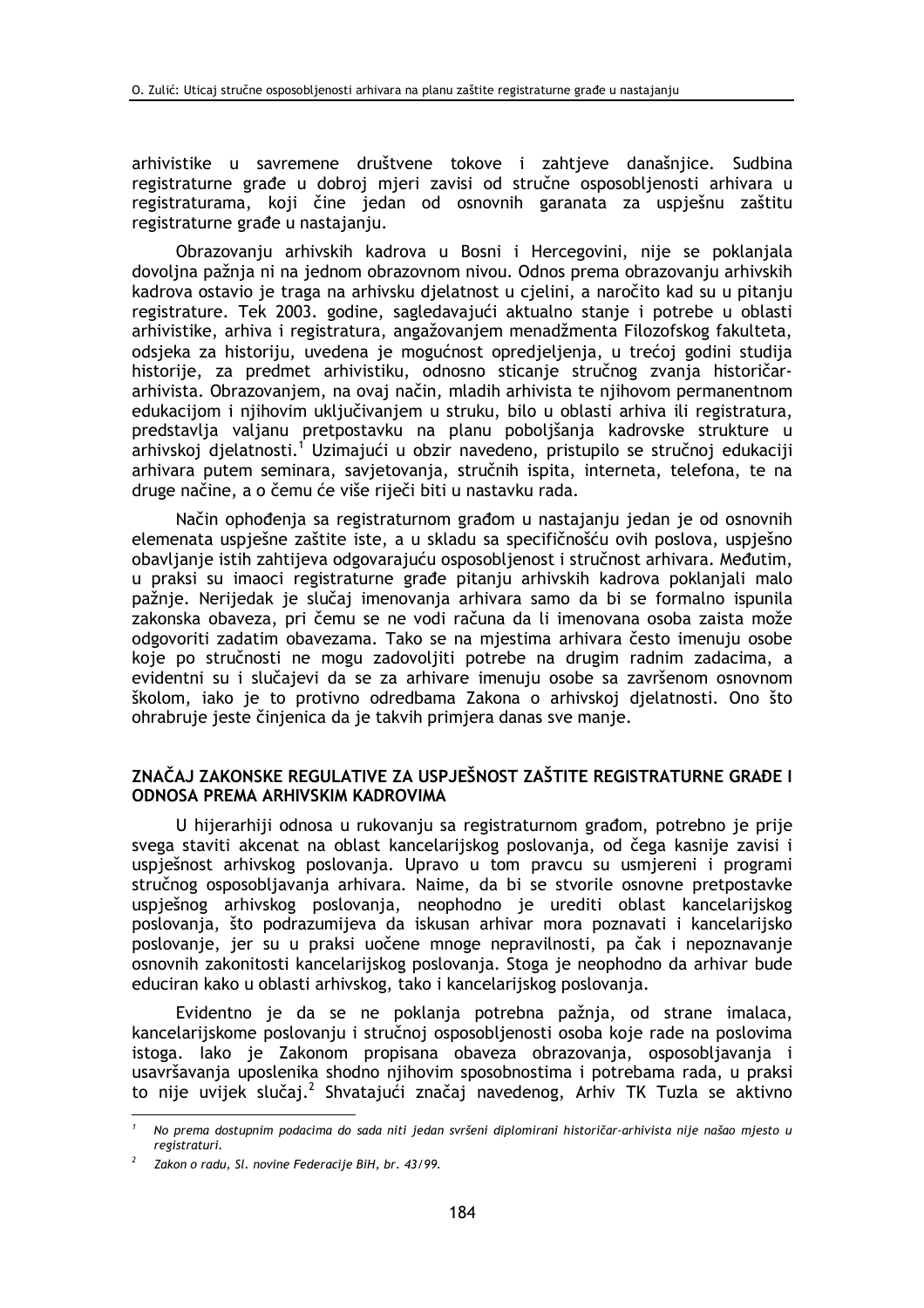arhivistike u savremene društvene tokove i zahtjeve današnjice. Sudbina registraturne građe u dobroj mjeri zavisi od stručne osposobljenosti arhivara u registraturama, koji čine jedan od osnovnih garanata za uspješnu zaštitu registraturne građe u nastajanju.

Obrazovanju arhivskih kadrova u Bosni i Hercegovini, nije se poklanjala dovoljna pažnja ni na jednom obrazovnom nivou. Odnos prema obrazovanju arhivskih kadrova ostavio je traga na arhivsku djelatnost u cjelini, a naročito kad su u pitanju registrature. Tek 2003. godine, sagledavajući aktualno stanje i potrebe u oblasti arhivistike, arhiva i registratura, angažovanjem menadžmenta Filozofskog fakulteta, odsjeka za historiju, uvedena je mogućnost opredjeljenja, u trećoj godini studija historije, za predmet arhivistiku, odnosno sticanje stručnog zvanja historičar-arhivista. Obrazovanjem, na ovaj način, mladih arhivista te njihovom permanentnom edukacijom i njihovim uključivanjem u struku, bilo u oblasti arhiva ili registratura, predstavlja valjanu pretpostavku na planu poboljšanja kadrovske strukture u arhivskoj djelatnosti.[1] Uzimajući u obzir navedeno, pristupilo se stručnoj edukaciji arhivara putem seminara, savjetovanja, stručnih ispita, interneta, telefona, te na druge načine, a o čemu će više riječi biti u nastavku rada.

Način ophođenja sa registraturnom građom u nastajanju jedan je od osnovnih elemenata uspješne zaštite iste, a u skladu sa specifičnošću ovih poslova, uspješno obavljanje istih zahtijeva odgovarajuću osposobljenost i stručnost arhivara. Međutim, u praksi su imaoci registraturne građe pitanju arhivskih kadrova poklanjali malo pažnje. Nerijedak je slučaj imenovanja arhivara samo da bi se formalno ispunila zakonska obaveza, pri čemu se ne vodi računa da li imenovana osoba zaista može odgovoriti zadatim obavezama. Tako se na mjestima arhivara često imenuju osobe koje po stručnosti ne mogu zadovoljiti potrebe na drugim radnim zadacima, a evidentni su i slučajevi da se za arhivare imenuju osobe sa završenom osnovnom školom, iako je to protivno odredbama Zakona o arhivskoj djelatnosti. Ono što ohrabruje jeste činjenica da je takvih primjera danas sve manje.

## ZNAČAJ ZAKONSKE REGULATIVE ZA USPJEŠNOST ZAŠTITE REGISTRATURNE GRAĐE I ODNOSA PREMA ARHIVSKIM KADROVIMA

U hijerarhiji odnosa u rukovanju sa registraturnom građom, potrebno je prije svega staviti akcenat na oblast kancelarijskog poslovanja, od čega kasnije zavisi i uspješnost arhivskog poslovanja. Upravo u tom pravcu su usmjereni i programi stručnog osposobljavanja arhivara. Naime, da bi se stvorile osnovne pretpostavke uspješnog arhivskog poslovanja, neophodno je urediti oblast kancelarijskog poslovanja, što podrazumijeva da iskusan arhivar mora poznavati i kancelarijsko poslovanje, jer su u praksi uočene mnoge nepravilnosti, pa čak i nepoznavanje osnovnih zakonitosti kancelarijskog poslovanja. Stoga je neophodno da arhivar bude educiran kako u oblasti arhivskog, tako i kancelarijskog poslovanja.

Evidentno je da se ne poklanja potrebna pažnja, od strane imalaca, kancelarijskome poslovanju i stručnoj osposobljenosti osoba koje rade na poslovima istoga. Iako je Zakonom propisana obaveza obrazovanja, osposobljavanja i usavršavanja uposlenika shodno njihovim sposobnostima i potrebama rada, u praksi to nije uvijek slučaj.[2] Shvatajući značaj navedenog, Arhiv TK Tuzla se aktivno

---

[1] *No prema dostupnim podacima do sada niti jedan svršeni diplomirani historičar-arhivista nije našao mjesto u registraturi.*

[2] *Zakon o radu, Sl. novine Federacije BiH, br. 43/99.*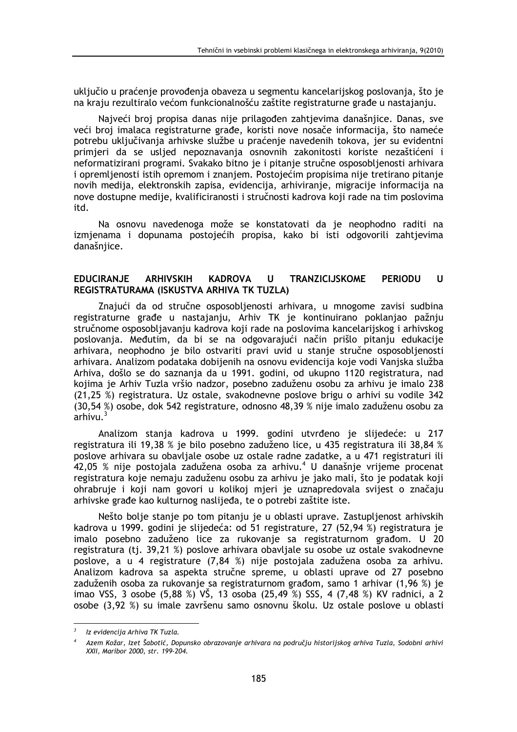uključio u praćenje provođenja obaveza u segmentu kancelarijskog poslovanja, što je na kraju rezultiralo većom funkcionalnošću zaštite registraturne građe u nastajanju.

Najveći broj propisa danas nije prilagođen zahtjevima današnjice. Danas, sve veći broj imalaca registraturne građe, koristi nove nosače informacija, što nameće potrebu uključivanja arhivske službe u praćenje navedenih tokova, jer su evidentni primjeri da se usljed nepoznavanja osnovnih zakonitosti koriste nezaštićeni i neformatizirani programi. Svakako bitno je i pitanje stručne osposobljenosti arhivara i opremljenosti istih opremom i znanjem. Postojećim propisima nije tretirano pitanje novih medija, elektronskih zapisa, evidencija, arhiviranje, migracije informacija na nove dostupne medije, kvalificiranosti i stručnosti kadrova koji rade na tim poslovima itd.

Na osnovu navedenoga može se konstatovati da je neophodno raditi na izmjenama i dopunama postojećih propisa, kako bi isti odgovorili zahtjevima današnjice.

## EDUCIRANJE ARHIVSKIH KADROVA U TRANZICIJSKOME PERIODU U REGISTRATURAMA (ISKUSTVA ARHIVA TK TUZLA)

Znajući da od stručne osposobljenosti arhivara, u mnogome zavisi sudbina registraturne građe u nastajanju, Arhiv TK je kontinuirano poklanjao pažnju stručnome osposobljavanju kadrova koji rade na poslovima kancelarijskog i arhivskog poslovanja. Međutim, da bi se na odgovarajući način prišlo pitanju edukacije arhivara, neophodno je bilo ostvariti pravi uvid u stanje stručne osposobljenosti arhivara. Analizom podataka dobijenih na osnovu evidencija koje vodi Vanjska služba Arhiva, došlo se do saznanja da u 1991. godini, od ukupno 1120 registratura, nad kojima je Arhiv Tuzla vršio nadzor, posebno zaduženu osobu za arhivu je imalo 238 (21,25 %) registratura. Uz ostale, svakodnevne poslove brigu o arhivi su vodile 342 (30,54 %) osobe, dok 542 registrature, odnosno 48,39 % nije imalo zaduženu osobu za arhivu.[3]

Analizom stanja kadrova u 1999. godini utvrđeno je slijedeće: u 217 registratura ili 19,38 % je bilo posebno zaduženo lice, u 435 registratura ili 38,84 % poslove arhivara su obavljale osobe uz ostale radne zadatke, a u 471 registraturi ili 42,05 % nije postojala zadužena osoba za arhivu.[4] U današnje vrijeme procenat registratura koje nemaju zaduženu osobu za arhivu je jako mali, što je podatak koji ohrabruje i koji nam govori u kolikoj mjeri je uznapredovala svijest o značaju arhivske građe kao kulturnog naslijeđa, te o potrebi zaštite iste.

Nešto bolje stanje po tom pitanju je u oblasti uprave. Zastupljenost arhivskih kadrova u 1999. godini je slijedeća: od 51 registrature, 27 (52,94 %) registratura je imalo posebno zaduženo lice za rukovanje sa registraturnom građom. U 20 registratura (tj. 39,21 %) poslove arhivara obavljale su osobe uz ostale svakodnevne poslove, a u 4 registrature (7,84 %) nije postojala zadužena osoba za arhivu. Analizom kadrova sa aspekta stručne spreme, u oblasti uprave od 27 posebno zaduženih osoba za rukovanje sa registraturnom građom, samo 1 arhivar (1,96 %) je imao VSS, 3 osobe (5,88 %) VŠ, 13 osoba (25,49 %) SSS, 4 (7,48 %) KV radnici, a 2 osobe (3,92 %) su imale završenu samo osnovnu školu. Uz ostale poslove u oblasti

---

[3] *Iz evidencija Arhiva TK Tuzla.*

[4] *Azem Kožar, Izet Šabotić, Dopunsko obrazovanje arhivara na području historijskog arhiva Tuzla, Sodobni arhivi XXII, Maribor 2000, str. 199-204.*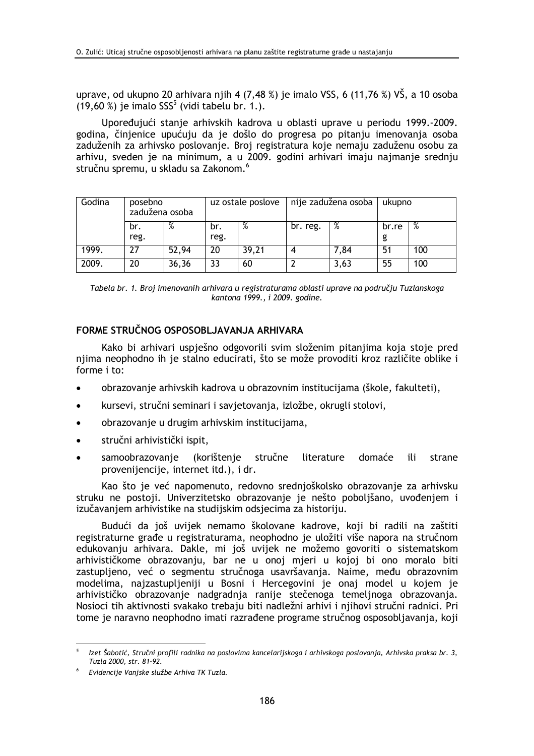uprave, od ukupno 20 arhivara njih 4 (7,48 %) je imalo VSS, 6 (11,76 %) VŠ, a 10 osoba (19,60 %) je imalo SSS[5] (vidi tabelu br. 1.).

Upoređujući stanje arhivskih kadrova u oblasti uprave u periodu 1999.-2009. godina, činjenice upućuju da je došlo do progresa po pitanju imenovanja osoba zaduženih za arhivsko poslovanje. Broj registratura koje nemaju zaduženu osobu za arhivu, sveden je na minimum, a u 2009. godini arhivari imaju najmanje srednju stručnu spremu, u skladu sa Zakonom.[6]

| Godina | posebno zadužena osoba | | uz ostale poslove | | nije zadužena osoba | | ukupno | |
|---|---|---|---|---|---|---|---|---|
| | br. reg. | % | br. reg. | % | br. reg. | % | br.reg | % |
| 1999. | 27 | 52,94 | 20 | 39,21 | 4 | 7,84 | 51 | 100 |
| 2009. | 20 | 36,36 | 33 | 60 | 2 | 3,63 | 55 | 100 |

*Tabela br. 1. Broj imenovanih arhivara u registraturama oblasti uprave na području Tuzlanskoga kantona 1999., i 2009. godine.*

## FORME STRUČNOG OSPOSOBLJAVANJA ARHIVARA

Kako bi arhivari uspješno odgovorili svim složenim pitanjima koja stoje pred njima neophodno ih je stalno educirati, što se može provoditi kroz različite oblike i forme i to:

- obrazovanje arhivskih kadrova u obrazovnim institucijama (škole, fakulteti),
- kursevi, stručni seminari i savjetovanja, izložbe, okrugli stolovi,
- obrazovanje u drugim arhivskim institucijama,
- stručni arhivistički ispit,
- samoobrazovanje (korištenje stručne literature domaće ili strane provenijencije, internet itd.), i dr.

Kao što je već napomenuto, redovno srednjoškolsko obrazovanje za arhivsku struku ne postoji. Univerzitetsko obrazovanje je nešto poboljšano, uvođenjem i izučavanjem arhivistike na studijskim odsjecima za historiju.

Budući da još uvijek nemamo školovane kadrove, koji bi radili na zaštiti registraturne građe u registraturama, neophodno je uložiti više napora na stručnom edukovanju arhivara. Dakle, mi još uvijek ne možemo govoriti o sistematskom arhivističkome obrazovanju, bar ne u onoj mjeri u kojoj bi ono moralo biti zastupljeno, već o segmentu stručnoga usavršavanja. Naime, među obrazovnim modelima, najzastupljeniji u Bosni i Hercegovini je onaj model u kojem je arhivističko obrazovanje nadgradnja ranije stečenoga temeljnoga obrazovanja. Nosioci tih aktivnosti svakako trebaju biti nadležni arhivi i njihovi stručni radnici. Pri tome je naravno neophodno imati razrađene programe stručnog osposobljavanja, koji

---

[5] *Izet Šabotić, Stručni profili radnika na poslovima kancelarijskoga i arhivskoga poslovanja, Arhivska praksa br. 3, Tuzla 2000, str. 81-92.*

[6] *Evidencije Vanjske službe Arhiva TK Tuzla.*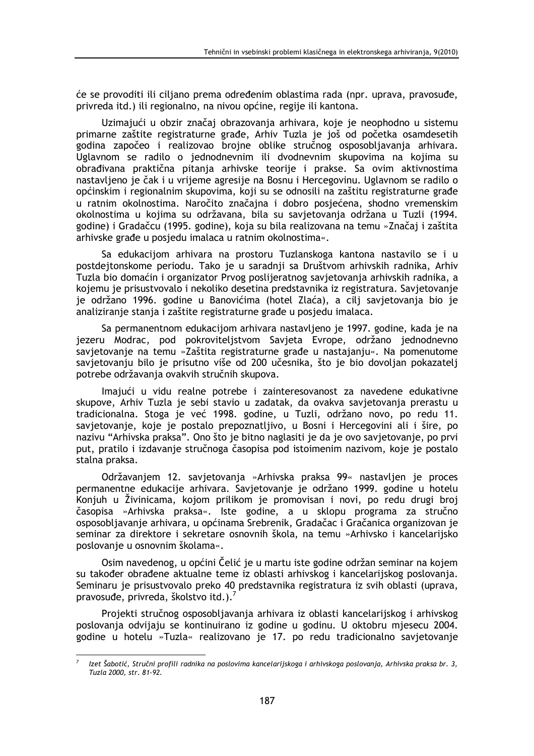će se provoditi ili ciljano prema određenim oblastima rada (npr. uprava, pravosuđe, privreda itd.) ili regionalno, na nivou općine, regije ili kantona.

Uzimajući u obzir značaj obrazovanja arhivara, koje je neophodno u sistemu primarne zaštite registraturne građe, Arhiv Tuzla je još od početka osamdesetih godina započeo i realizovao brojne oblike stručnog osposobljavanja arhivara. Uglavnom se radilo o jednodnevnim ili dvodnevnim skupovima na kojima su obrađivana praktična pitanja arhivske teorije i prakse. Sa ovim aktivnostima nastavljeno je čak i u vrijeme agresije na Bosnu i Hercegovinu. Uglavnom se radilo o općinskim i regionalnim skupovima, koji su se odnosili na zaštitu registraturne građe u ratnim okolnostima. Naročito značajna i dobro posjećena, shodno vremenskim okolnostima u kojima su održavana, bila su savjetovanja održana u Tuzli (1994. godine) i Gradačcu (1995. godine), koja su bila realizovana na temu »Značaj i zaštita arhivske građe u posjedu imalaca u ratnim okolnostima«.

Sa edukacijom arhivara na prostoru Tuzlanskoga kantona nastavilo se i u postdejtonskome periodu. Tako je u saradnji sa Društvom arhivskih radnika, Arhiv Tuzla bio domaćin i organizator Prvog poslijeratnog savjetovanja arhivskih radnika, a kojemu je prisustvovalo i nekoliko desetina predstavnika iz registratura. Savjetovanje je održano 1996. godine u Banovićima (hotel Zlaća), a cilj savjetovanja bio je analiziranje stanja i zaštite registraturne građe u posjedu imalaca.

Sa permanentnom edukacijom arhivara nastavljeno je 1997. godine, kada je na jezeru Modrac, pod pokroviteljstvom Savjeta Evrope, održano jednodnevno savjetovanje na temu »Zaštita registraturne građe u nastajanju«. Na pomenutome savjetovanju bilo je prisutno više od 200 učesnika, što je bio dovoljan pokazatelj potrebe održavanja ovakvih stručnih skupova.

Imajući u vidu realne potrebe i zainteresovanost za navedene edukativne skupove, Arhiv Tuzla je sebi stavio u zadatak, da ovakva savjetovanja prerastu u tradicionalna. Stoga je već 1998. godine, u Tuzli, održano novo, po redu 11. savjetovanje, koje je postalo prepoznatljivo, u Bosni i Hercegovini ali i šire, po nazivu "Arhivska praksa". Ono što je bitno naglasiti je da je ovo savjetovanje, po prvi put, pratilo i izdavanje stručnoga časopisa pod istoimenim nazivom, koje je postalo stalna praksa.

Održavanjem 12. savjetovanja »Arhivska praksa 99« nastavljen je proces permanentne edukacije arhivara. Savjetovanje je održano 1999. godine u hotelu Konjuh u Živinicama, kojom prilikom je promovisan i novi, po redu drugi broj časopisa »Arhivska praksa«. Iste godine, a u sklopu programa za stručno osposobljavanje arhivara, u općinama Srebrenik, Gradačac i Gračanica organizovan je seminar za direktore i sekretare osnovnih škola, na temu »Arhivsko i kancelarijsko poslovanje u osnovnim školama«.

Osim navedenog, u općini Čelić je u martu iste godine održan seminar na kojem su također obrađene aktualne teme iz oblasti arhivskog i kancelarijskog poslovanja. Seminaru je prisustvovalo preko 40 predstavnika registratura iz svih oblasti (uprava, pravosuđe, privreda, školstvo itd.).[7]

Projekti stručnog osposobljavanja arhivara iz oblasti kancelarijskog i arhivskog poslovanja odvijaju se kontinuirano iz godine u godinu. U oktobru mjesecu 2004. godine u hotelu »Tuzla« realizovano je 17. po redu tradicionalno savjetovanje

---

[7] *Izet Šabotić, Stručni profili radnika na poslovima kancelarijskoga i arhivskoga poslovanja, Arhivska praksa br. 3, Tuzla 2000, str. 81-92.*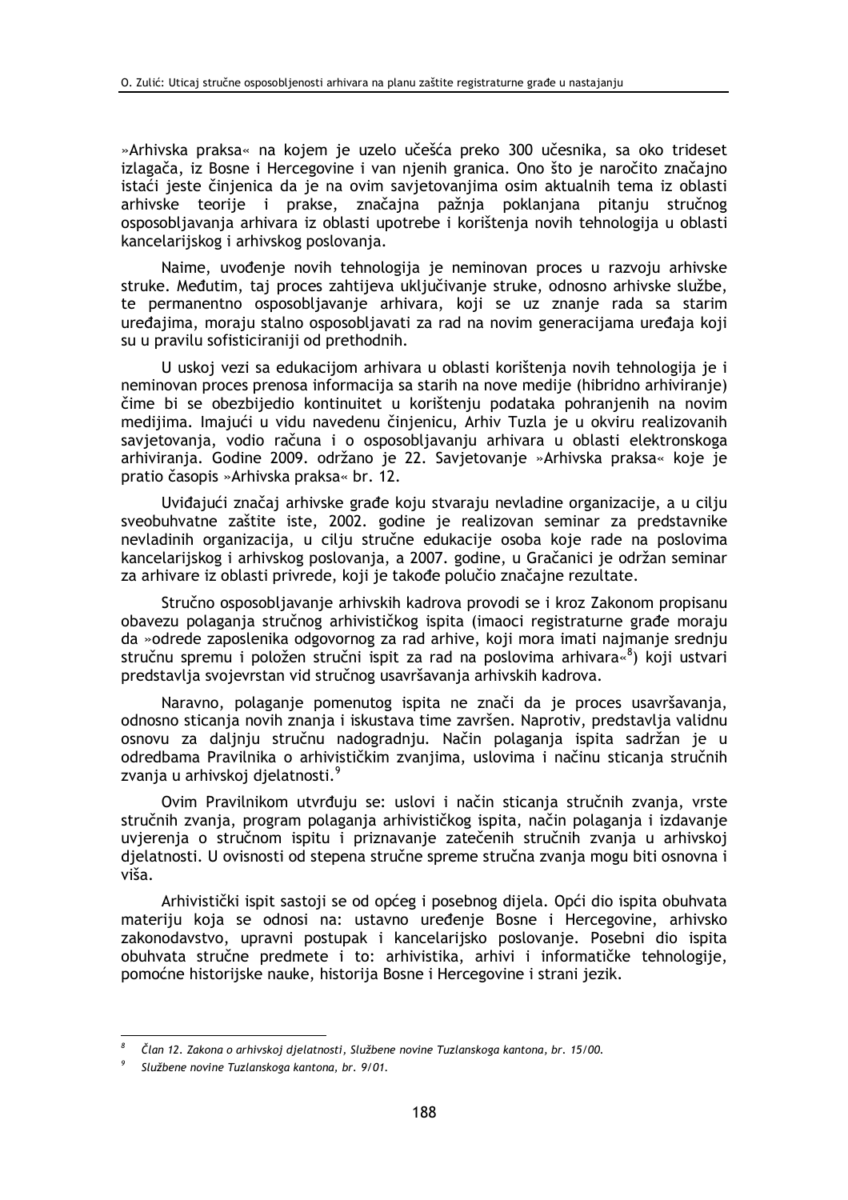»Arhivska praksa« na kojem je uzelo učešća preko 300 učesnika, sa oko trideset izlagača, iz Bosne i Hercegovine i van njenih granica. Ono što je naročito značajno istaći jeste činjenica da je na ovim savjetovanjima osim aktualnih tema iz oblasti arhivske teorije i prakse, značajna pažnja poklanjana pitanju stručnog osposobljavanja arhivara iz oblasti upotrebe i korištenja novih tehnologija u oblasti kancelarijskog i arhivskog poslovanja.

Naime, uvođenje novih tehnologija je neminovan proces u razvoju arhivske struke. Međutim, taj proces zahtijeva uključivanje struke, odnosno arhivske službe, te permanentno osposobljavanje arhivara, koji se uz znanje rada sa starim uređajima, moraju stalno osposobljavati za rad na novim generacijama uređaja koji su u pravilu sofisticiraniji od prethodnih.

U uskoj vezi sa edukacijom arhivara u oblasti korištenja novih tehnologija je i neminovan proces prenosa informacija sa starih na nove medije (hibridno arhiviranje) čime bi se obezbijedio kontinuitet u korištenju podataka pohranjenih na novim medijima. Imajući u vidu navedenu činjenicu, Arhiv Tuzla je u okviru realizovanih savjetovanja, vodio računa i o osposobljavanju arhivara u oblasti elektronskoga arhiviranja. Godine 2009. održano je 22. Savjetovanje »Arhivska praksa« koje je pratio časopis »Arhivska praksa« br. 12.

Uviđajući značaj arhivske građe koju stvaraju nevladine organizacije, a u cilju sveobuhvatne zaštite iste, 2002. godine je realizovan seminar za predstavnike nevladinih organizacija, u cilju stručne edukacije osoba koje rade na poslovima kancelarijskog i arhivskog poslovanja, a 2007. godine, u Gračanici je održan seminar za arhivare iz oblasti privrede, koji je takođe polučio značajne rezultate.

Stručno osposobljavanje arhivskih kadrova provodi se i kroz Zakonom propisanu obavezu polaganja stručnog arhivističkog ispita (imaoci registraturne građe moraju da »odrede zaposlenika odgovornog za rad arhive, koji mora imati najmanje srednju stručnu spremu i položen stručni ispit za rad na poslovima arhivara«[8]) koji ustvari predstavlja svojevrstan vid stručnog usavršavanja arhivskih kadrova.

Naravno, polaganje pomenutog ispita ne znači da je proces usavršavanja, odnosno sticanja novih znanja i iskustava time završen. Naprotiv, predstavlja validnu osnovu za daljnju stručnu nadogradnju. Način polaganja ispita sadržan je u odredbama Pravilnika o arhivističkim zvanjima, uslovima i načinu sticanja stručnih zvanja u arhivskoj djelatnosti.[9]

Ovim Pravilnikom utvrđuju se: uslovi i način sticanja stručnih zvanja, vrste stručnih zvanja, program polaganja arhivističkog ispita, način polaganja i izdavanje uvjerenja o stručnom ispitu i priznavanje zatečenih stručnih zvanja u arhivskoj djelatnosti. U ovisnosti od stepena stručne spreme stručna zvanja mogu biti osnovna i viša.

Arhivistički ispit sastoji se od općeg i posebnog dijela. Opći dio ispita obuhvata materiju koja se odnosi na: ustavno uređenje Bosne i Hercegovine, arhivsko zakonodavstvo, upravni postupak i kancelarijsko poslovanje. Posebni dio ispita obuhvata stručne predmete i to: arhivistika, arhivi i informatičke tehnologije, pomoćne historijske nauke, historija Bosne i Hercegovine i strani jezik.

---

[8] *Član 12. Zakona o arhivskoj djelatnosti, Službene novine Tuzlanskoga kantona, br. 15/00.*

[9] *Službene novine Tuzlanskoga kantona, br. 9/01.*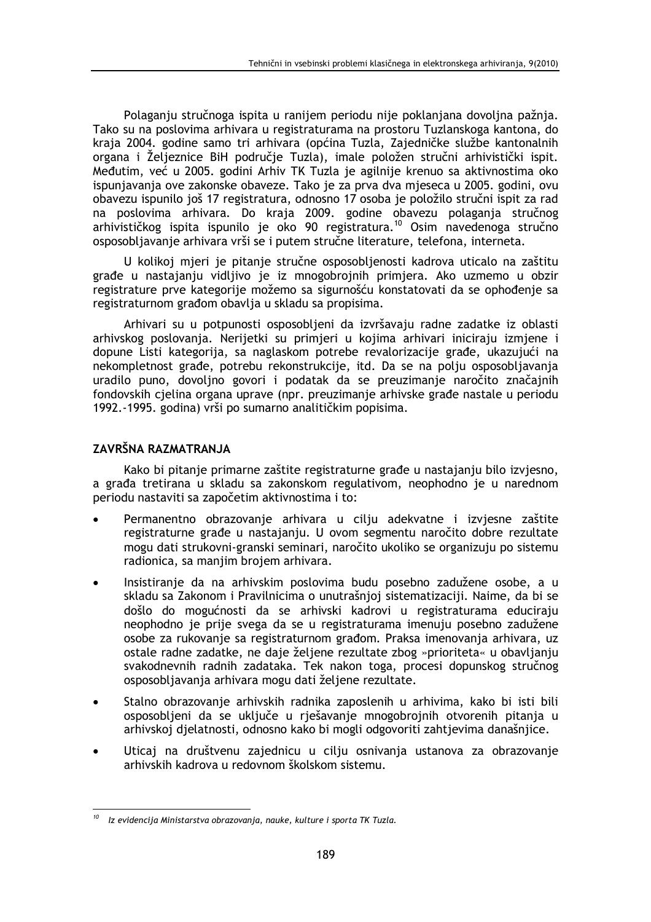Polaganju stručnoga ispita u ranijem periodu nije poklanjana dovoljna pažnja. Tako su na poslovima arhivara u registraturama na prostoru Tuzlanskoga kantona, do kraja 2004. godine samo tri arhivara (općina Tuzla, Zajedničke službe kantonalnih organa i Željeznice BiH područje Tuzla), imale položen stručni arhivistički ispit. Međutim, već u 2005. godini Arhiv TK Tuzla je agilnije krenuo sa aktivnostima oko ispunjavanja ove zakonske obaveze. Tako je za prva dva mjeseca u 2005. godini, ovu obavezu ispunilo još 17 registratura, odnosno 17 osoba je položilo stručni ispit za rad na poslovima arhivara. Do kraja 2009. godine obavezu polaganja stručnog arhivističkog ispita ispunilo je oko 90 registratura.[10] Osim navedenoga stručno osposobljavanje arhivara vrši se i putem stručne literature, telefona, interneta.

U kolikoj mjeri je pitanje stručne osposobljenosti kadrova uticalo na zaštitu građe u nastajanju vidljivo je iz mnogobrojnih primjera. Ako uzmemo u obzir registrature prve kategorije možemo sa sigurnošću konstatovati da se ophođenje sa registraturnom građom obavlja u skladu sa propisima.

Arhivari su u potpunosti osposobljeni da izvršavaju radne zadatke iz oblasti arhivskog poslovanja. Nerijetki su primjeri u kojima arhivari iniciraju izmjene i dopune Listi kategorija, sa naglaskom potrebe revalorizacije građe, ukazujući na nekompletnost građe, potrebu rekonstrukcije, itd. Da se na polju osposobljavanja uradilo puno, dovoljno govori i podatak da se preuzimanje naročito značajnih fondovskih cjelina organa uprave (npr. preuzimanje arhivske građe nastale u periodu 1992.-1995. godina) vrši po sumarno analitičkim popisima.

## ZAVRŠNA RAZMATRANJA

Kako bi pitanje primarne zaštite registraturne građe u nastajanju bilo izvjesno, a građa tretirana u skladu sa zakonskom regulativom, neophodno je u narednom periodu nastaviti sa započetim aktivnostima i to:

- Permanentno obrazovanje arhivara u cilju adekvatne i izvjesne zaštite registraturne građe u nastajanju. U ovom segmentu naročito dobre rezultate mogu dati strukovni-granski seminari, naročito ukoliko se organizuju po sistemu radionica, sa manjim brojem arhivara.
- Insistiranje da na arhivskim poslovima budu posebno zadužene osobe, a u skladu sa Zakonom i Pravilnicima o unutrašnjoj sistematizaciji. Naime, da bi se došlo do mogućnosti da se arhivski kadrovi u registraturama educiraju neophodno je prije svega da se u registraturama imenuju posebno zadužene osobe za rukovanje sa registraturnom građom. Praksa imenovanja arhivara, uz ostale radne zadatke, ne daje željene rezultate zbog »prioriteta« u obavljanju svakodnevnih radnih zadataka. Tek nakon toga, procesi dopunskog stručnog osposobljavanja arhivara mogu dati željene rezultate.
- Stalno obrazovanje arhivskih radnika zaposlenih u arhivima, kako bi isti bili osposobljeni da se uključe u rješavanje mnogobrojnih otvorenih pitanja u arhivskoj djelatnosti, odnosno kako bi mogli odgovoriti zahtjevima današnjice.
- Uticaj na društvenu zajednicu u cilju osnivanja ustanova za obrazovanje arhivskih kadrova u redovnom školskom sistemu.

---

[10] *Iz evidencija Ministarstva obrazovanja, nauke, kulture i sporta TK Tuzla.*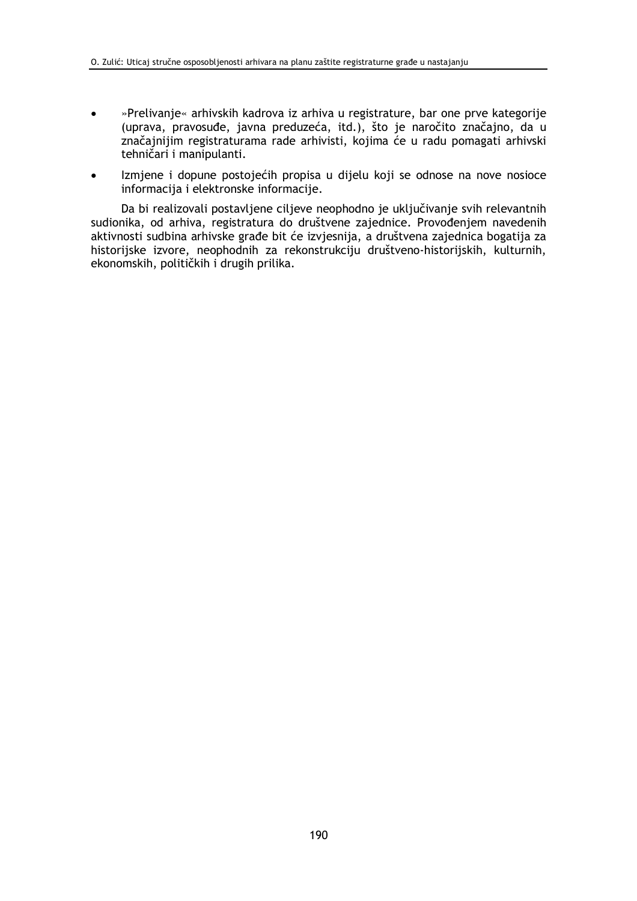- »Prelivanje« arhivskih kadrova iz arhiva u registrature, bar one prve kategorije (uprava, pravosuđe, javna preduzeća, itd.), što je naročito značajno, da u značajnijim registraturama rade arhivisti, kojima će u radu pomagati arhivski tehničari i manipulanti.
- Izmjene i dopune postojećih propisa u dijelu koji se odnose na nove nosioce informacija i elektronske informacije.

Da bi realizovali postavljene ciljeve neophodno je uključivanje svih relevantnih sudionika, od arhiva, registratura do društvene zajednice. Provođenjem navedenih aktivnosti sudbina arhivske građe bit će izvjesnija, a društvena zajednica bogatija za historijske izvore, neophodnih za rekonstrukciju društveno-historijskih, kulturnih, ekonomskih, političkih i drugih prilika.